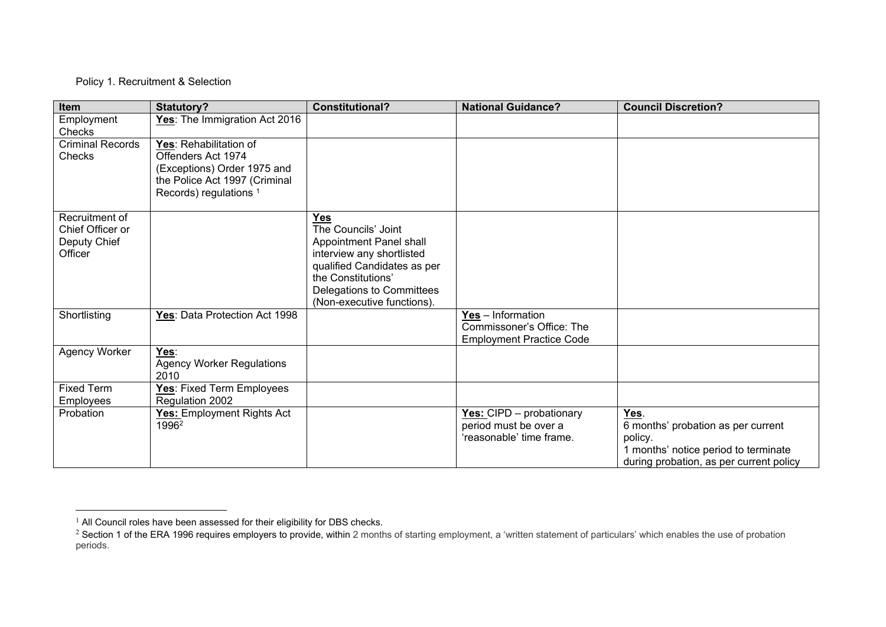Policy 1. Recruitment & Selection

| Item | Statutory? | Constitutional? | National Guidance? | Council Discretion? |
|---|---|---|---|---|
| Employment Checks | **Yes**: The Immigration Act 2016 | | | |
| Criminal Records Checks | **Yes**: Rehabilitation of Offenders Act 1974 (Exceptions) Order 1975 and the Police Act 1997 (Criminal Records) regulations [1] | | | |
| Recruitment of Chief Officer or Deputy Chief Officer | | **Yes** The Councils' Joint Appointment Panel shall interview any shortlisted qualified Candidates as per the Constitutions' Delegations to Committees (Non-executive functions). | | |
| Shortlisting | **Yes**: Data Protection Act 1998 | | **Yes** – Information Commissoner's Office: The Employment Practice Code | |
| Agency Worker | **Yes**: Agency Worker Regulations 2010 | | | |
| Fixed Term Employees | **Yes**: Fixed Term Employees Regulation 2002 | | | |
| Probation | **Yes:** Employment Rights Act 1996[2] | | **Yes:** CIPD – probationary period must be over a 'reasonable' time frame. | **Yes**. 6 months' probation as per current policy. 1 months' notice period to terminate during probation, as per current policy |

[1] All Council roles have been assessed for their eligibility for DBS checks.

[2] Section 1 of the ERA 1996 requires employers to provide, within 2 months of starting employment, a 'written statement of particulars' which enables the use of probation periods.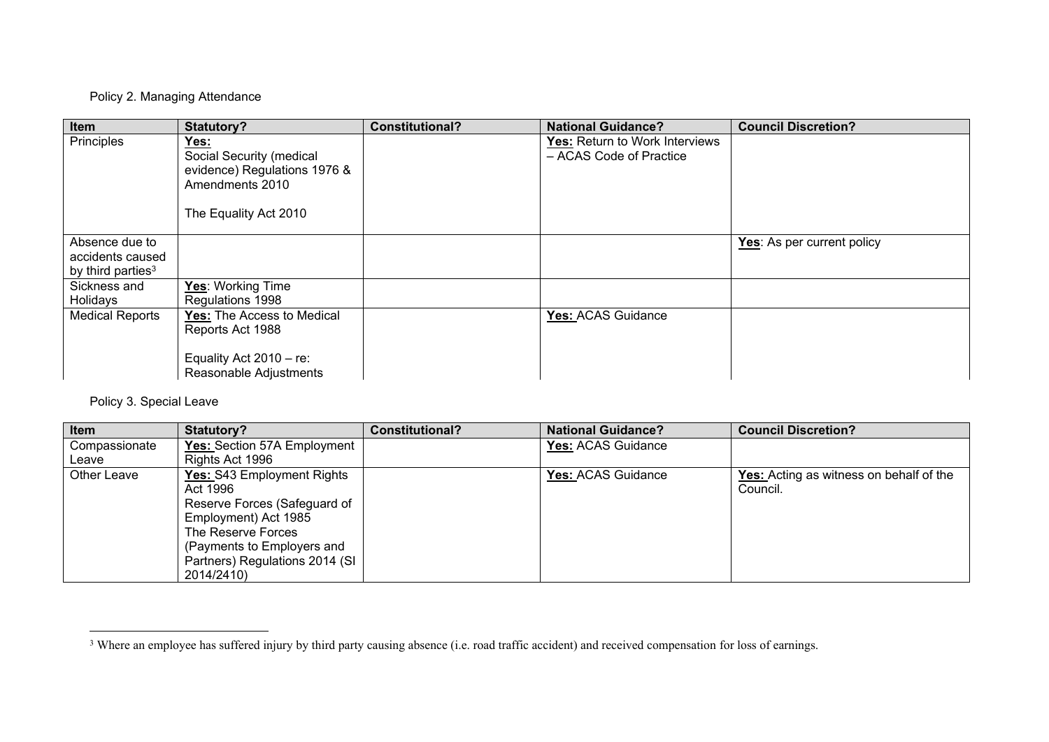Policy 2. Managing Attendance

| Item | Statutory? | Constitutional? | National Guidance? | Council Discretion? |
|---|---|---|---|---|
| Principles | **Yes:**<br>Social Security (medical evidence) Regulations 1976 & Amendments 2010<br><br>The Equality Act 2010 | | **Yes:** Return to Work Interviews – ACAS Code of Practice | |
| Absence due to accidents caused by third parties[3] | | | | **Yes**: As per current policy |
| Sickness and Holidays | **Yes**: Working Time Regulations 1998 | | | |
| Medical Reports | **Yes:** The Access to Medical Reports Act 1988<br><br>Equality Act 2010 – re: Reasonable Adjustments | | **Yes:** ACAS Guidance | |

Policy 3. Special Leave

| Item | Statutory? | Constitutional? | National Guidance? | Council Discretion? |
|---|---|---|---|---|
| Compassionate Leave | **Yes:** Section 57A Employment Rights Act 1996 | | **Yes:** ACAS Guidance | |
| Other Leave | **Yes:** S43 Employment Rights Act 1996<br>Reserve Forces (Safeguard of Employment) Act 1985<br>The Reserve Forces (Payments to Employers and Partners) Regulations 2014 (SI 2014/2410) | | **Yes:** ACAS Guidance | **Yes:** Acting as witness on behalf of the Council. |

[3] Where an employee has suffered injury by third party causing absence (i.e. road traffic accident) and received compensation for loss of earnings.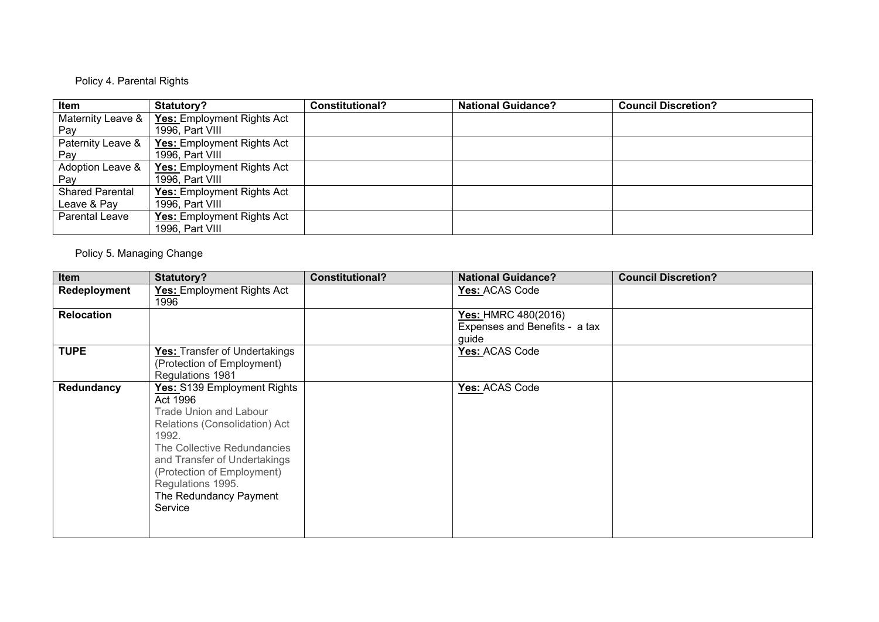Policy 4. Parental Rights

| Item | Statutory? | Constitutional? | National Guidance? | Council Discretion? |
|---|---|---|---|---|
| Maternity Leave & Pay | **Yes:** Employment Rights Act 1996, Part VIII | | | |
| Paternity Leave & Pay | **Yes:** Employment Rights Act 1996, Part VIII | | | |
| Adoption Leave & Pay | **Yes:** Employment Rights Act 1996, Part VIII | | | |
| Shared Parental Leave & Pay | **Yes:** Employment Rights Act 1996, Part VIII | | | |
| Parental Leave | **Yes:** Employment Rights Act 1996, Part VIII | | | |

Policy 5. Managing Change

| Item | Statutory? | Constitutional? | National Guidance? | Council Discretion? |
|---|---|---|---|---|
| **Redeployment** | **Yes:** Employment Rights Act 1996 | | **Yes:** ACAS Code | |
| **Relocation** | | | **Yes:** HMRC 480(2016) Expenses and Benefits - a tax guide | |
| **TUPE** | **Yes:** Transfer of Undertakings (Protection of Employment) Regulations 1981 | | **Yes:** ACAS Code | |
| **Redundancy** | **Yes:** S139 Employment Rights Act 1996<br>Trade Union and Labour Relations (Consolidation) Act 1992.<br>The Collective Redundancies and Transfer of Undertakings (Protection of Employment) Regulations 1995.<br>The Redundancy Payment Service | | **Yes:** ACAS Code | |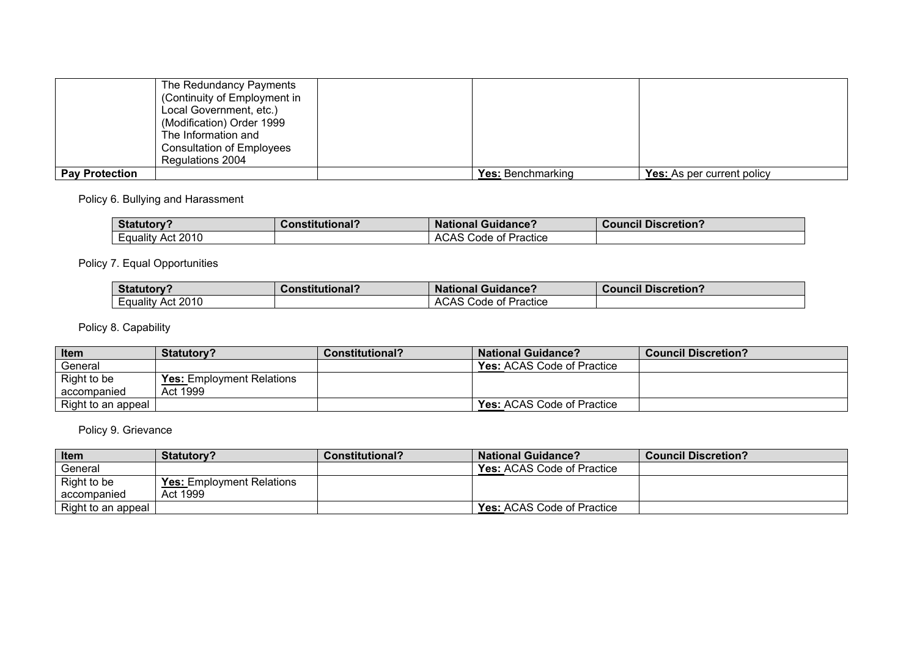| | | | | |
|---|---|---|---|---|
| | The Redundancy Payments (Continuity of Employment in Local Government, etc.) (Modification) Order 1999 The Information and Consultation of Employees Regulations 2004 | | | |
| **Pay Protection** | | | **Yes:** Benchmarking | **Yes:** As per current policy |

Policy 6. Bullying and Harassment

| Statutory? | Constitutional? | National Guidance? | Council Discretion? |
|---|---|---|---|
| Equality Act 2010 | | ACAS Code of Practice | |

Policy 7. Equal Opportunities

| Statutory? | Constitutional? | National Guidance? | Council Discretion? |
|---|---|---|---|
| Equality Act 2010 | | ACAS Code of Practice | |

Policy 8. Capability

| Item | Statutory? | Constitutional? | National Guidance? | Council Discretion? |
|---|---|---|---|---|
| General | | | **Yes:** ACAS Code of Practice | |
| Right to be accompanied | **Yes:** Employment Relations Act 1999 | | | |
| Right to an appeal | | | **Yes:** ACAS Code of Practice | |

Policy 9. Grievance

| Item | Statutory? | Constitutional? | National Guidance? | Council Discretion? |
|---|---|---|---|---|
| General | | | **Yes:** ACAS Code of Practice | |
| Right to be accompanied | **Yes:** Employment Relations Act 1999 | | | |
| Right to an appeal | | | **Yes:** ACAS Code of Practice | |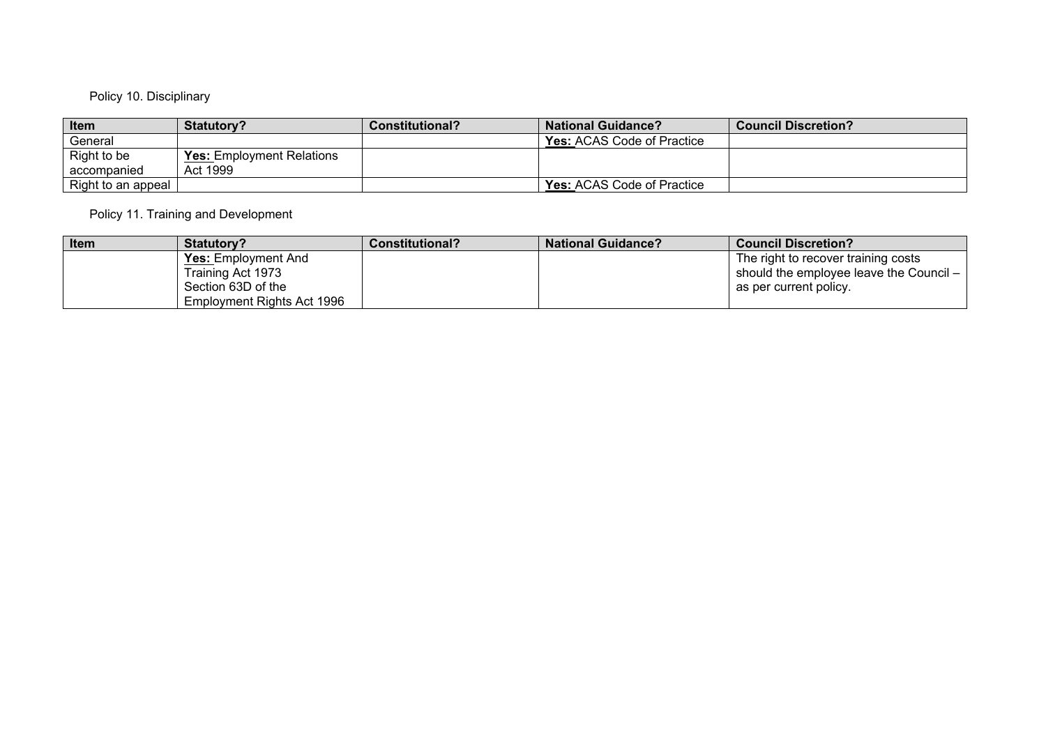Policy 10. Disciplinary

| Item | Statutory? | Constitutional? | National Guidance? | Council Discretion? |
| --- | --- | --- | --- | --- |
| General | | | **Yes:** ACAS Code of Practice | |
| Right to be accompanied | **Yes:** Employment Relations Act 1999 | | | |
| Right to an appeal | | | **Yes:** ACAS Code of Practice | |

Policy 11. Training and Development

| Item | Statutory? | Constitutional? | National Guidance? | Council Discretion? |
| --- | --- | --- | --- | --- |
| | **Yes:** Employment And Training Act 1973 Section 63D of the Employment Rights Act 1996 | | | The right to recover training costs should the employee leave the Council – as per current policy. |